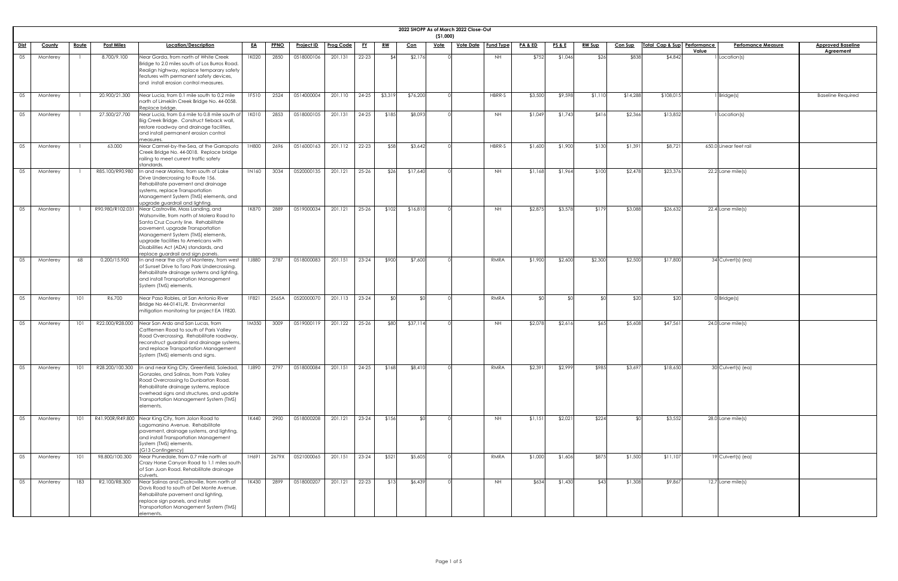# 2022 SHOPP As of March 2022 Close-Out

($1,000)

| Dist | County | Route | Post Miles | Location/Description | EA | PPNO | Project ID | Prog Code | FY | RW | Con | Vote | Vote Date | Fund Type | PA & ED | PS & E | RW Sup | Con Sup | Total Cap & Sup | Performance Value | Perfomance Measure | Approved Baseline Agreement |
|---|---|---|---|---|---|---|---|---|---|---|---|---|---|---|---|---|---|---|---|---|---|---|
| 05 | Monterey | 1 | 8.700/9.100 | Near Gorda, from north of White Creek Bridge to 2.0 miles south of Los Burros Road. Realign highway, replace temporary safety features with permanent safety devices, and install erosion control measures. | 1K020 | 2850 | 0518000106 | 201.131 | 22-23 | $4 | $2,176 | 0 | | NH | $752 | $1,046 | $26 | $838 | $4,842 | 1 | Location(s) | |
| 05 | Monterey | 1 | 20.900/21.300 | Near Lucia, from 0.1 mile south to 0.2 mile north of Limekiln Creek Bridge No. 44-0058. Replace bridge. | 1F510 | 2524 | 0514000004 | 201.110 | 24-25 | $3,319 | $76,200 | 0 | | HBRR-S | $3,500 | $9,598 | $1,110 | $14,288 | $108,015 | 1 | Bridge(s) | Baseline Required |
| 05 | Monterey | 1 | 27.500/27.700 | Near Lucia, from 0.6 mile to 0.8 mile south of Big Creek Bridge. Construct tieback wall, restore roadway and drainage facilities, and install permanent erosion control measures. | 1K010 | 2853 | 0518000105 | 201.131 | 24-25 | $185 | $8,093 | 0 | | NH | $1,049 | $1,743 | $416 | $2,366 | $13,852 | 1 | Location(s) | |
| 05 | Monterey | 1 | 63.000 | Near Carmel-by-the-Sea, at the Garrapata Creek Bridge No. 44-0018. Replace bridge railing to meet current traffic safety standards. | 1H800 | 2696 | 0516000163 | 201.112 | 22-23 | $58 | $3,642 | 0 | | HBRR-S | $1,600 | $1,900 | $130 | $1,391 | $8,721 | 650.0 | Linear feet rail | |
| 05 | Monterey | 1 | R85.100/R90.980 | In and near Marina, from south of Lake Drive Undercrossing to Route 156. Rehabilitate pavement and drainage systems, replace Transportation Management System (TMS) elements, and upgrade guardrail and lighting. | 1N160 | 3034 | 0520000135 | 201.121 | 25-26 | $26 | $17,640 | 0 | | NH | $1,168 | $1,964 | $100 | $2,478 | $23,376 | 22.2 | Lane mile(s) | |
| 05 | Monterey | 1 | R90.980/R102.031 | Near Castroville, Moss Landing, and Watsonville, from north of Molera Road to Santa Cruz County line. Rehabilitate pavement, upgrade Transportation Management System (TMS) elements, upgrade facilities to Americans with Disabilities Act (ADA) standards, and replace guardrail and sign panels. | 1K870 | 2889 | 0519000034 | 201.121 | 25-26 | $102 | $16,810 | 0 | | NH | $2,875 | $3,578 | $179 | $3,088 | $26,632 | 22.4 | Lane mile(s) | |
| 05 | Monterey | 68 | 0.200/15.900 | In and near the city of Monterey, from west of Sunset Drive to Toro Park Undercrossing. Rehabilitate drainage systems and lighting, and install Transportation Management System (TMS) elements. | 1J880 | 2787 | 0518000083 | 201.151 | 23-24 | $900 | $7,600 | 0 | | RMRA | $1,900 | $2,600 | $2,300 | $2,500 | $17,800 | 34 | Culvert(s) (ea) | |
| 05 | Monterey | 101 | R6.700 | Near Paso Robles, at San Antonio River Bridge No 44-0141L/R. Environmental mitigation monitoring for project EA 1F820. | 1F821 | 2565A | 0520000070 | 201.113 | 23-24 | $0 | $0 | 0 | | RMRA | $0 | $0 | $0 | $20 | $20 | 0 | Bridge(s) | |
| 05 | Monterey | 101 | R22.000/R28.000 | Near San Ardo and San Lucas, from Cattlemen Road to south of Paris Valley Road Overcrossing. Rehabilitate roadway, reconstruct guardrail and drainage systems, and replace Transportation Management System (TMS) elements and signs. | 1M350 | 3009 | 0519000119 | 201.122 | 25-26 | $80 | $37,114 | 0 | | NH | $2,078 | $2,616 | $65 | $5,608 | $47,561 | 24.0 | Lane mile(s) | |
| 05 | Monterey | 101 | R28.200/100.300 | In and near King City, Greenfield, Soledad, Gonzales, and Salinas, from Paris Valley Road Overcrossing to Dunbarton Road. Rehabilitate drainage systems, replace overhead signs and structures, and update Transportation Management System (TMS) elements. | 1J890 | 2797 | 0518000084 | 201.151 | 24-25 | $168 | $8,410 | 0 | | RMRA | $2,391 | $2,999 | $985 | $3,697 | $18,650 | 30 | Culvert(s) (ea) | |
| 05 | Monterey | 101 | R41.900R/R49.800 | Near King City, from Jolon Road to Lagomarsino Avenue. Rehabilitate pavement, drainage systems, and lighting, and install Transportation Management System (TMS) elements. (G13 Contingency) | 1K440 | 2900 | 0518000208 | 201.121 | 23-24 | $156 | $0 | 0 | | NH | $1,151 | $2,021 | $224 | $0 | $3,552 | 28.0 | Lane mile(s) | |
| 05 | Monterey | 101 | 98.800/100.300 | Near Prunedale, from 0.7 mile north of Crazy Horse Canyon Road to 1.1 miles south of San Juan Road. Rehabilitate drainage culverts. | 1H691 | 2679X | 0521000065 | 201.151 | 23-24 | $521 | $5,605 | 0 | | RMRA | $1,000 | $1,606 | $875 | $1,500 | $11,107 | 19 | Culvert(s) (ea) | |
| 05 | Monterey | 183 | R2.100/R8.300 | Near Salinas and Castroville, from north of Davis Road to south of Del Monte Avenue. Rehabilitate pavement and lighting, replace sign panels, and install Transportation Management System (TMS) elements. | 1K430 | 2899 | 0518000207 | 201.121 | 22-23 | $13 | $6,439 | 0 | | NH | $634 | $1,430 | $43 | $1,308 | $9,867 | 12.7 | Lane mile(s) | |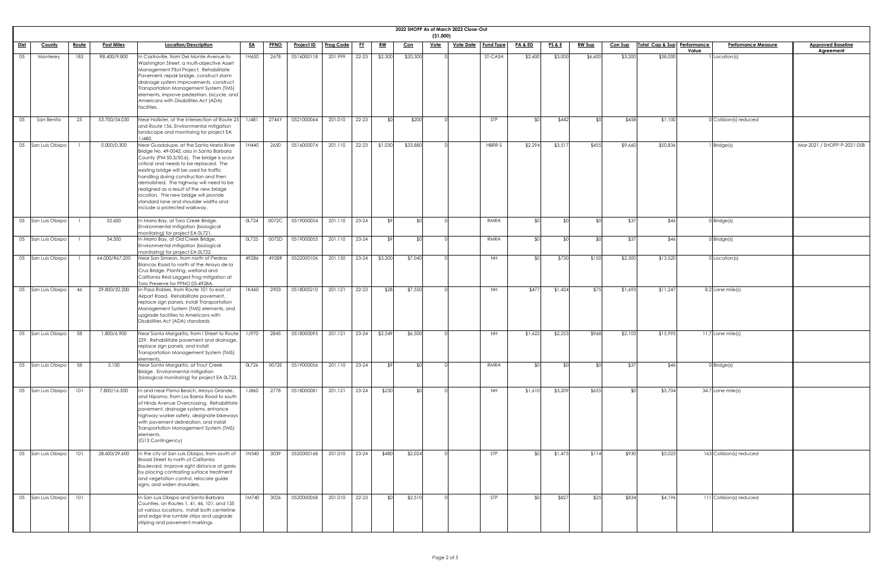# 2022 SHOPP As of March 2022 Close-Out
## ($1,000)

| Dist | County | Route | Post Miles | Location/Description | EA | PPNO | Project ID | Prog Code | FY | RW | Con | Vote | Vote Date | Fund Type | PA & ED | PS & E | RW Sup | Con Sup | Total Cap & Sup | Performance Value | Perfomance Measure | Approved Baseline Agreement |
|---|---|---|---|---|---|---|---|---|---|---|---|---|---|---|---|---|---|---|---|---|---|---|
| 05 | Monterey | 183 | R8.400/9.800 | In Castroville, from Del Monte Avenue to Washington Street, a multi-objective Asset Management Pilot Project. Rehabilitate Pavement, repair bridge, construct storm drainage system improvements, construct Transportation Management System (TMS) elements, improve pedestrian, bicycle, and Americans with Disabilities Act (ADA) facilities. | 1H650 | 2678 | 0516000118 | 201.999 | 22-23 | $2,300 | $20,300 | 0 | | ST-CASH | $2,600 | $3,000 | $6,600 | $3,200 | $38,000 | 1 | Location(s) | |
| 05 | San Benito | 25 | 53.700/54.030 | Near Hollister, at the intersection of Route 25 and Route 156. Environmental mitigation landscape and monitoring for project EA 1J480. | 1J481 | 2746Y | 0521000064 | 201.010 | 22-23 | $0 | $200 | 0 | | STP | $0 | $442 | $0 | $458 | $1,100 | 0 | Collision(s) reduced | |
| 05 | San Luis Obispo | 1 | 0.000/0.300 | Near Guadalupe, at the Santa Maria River Bridge No. 49-0042; also in Santa Barbara County (PM 50.3/50.6). The bridge is scour critical and needs to be replaced. The existing bridge will be used for traffic handling during construction and then demolished. The highway will need to be realigned as a result of the new bridge location. The new bridge will provide standard lane and shoulder widths and include a protected walkway. | 1H440 | 2650 | 0516000074 | 201.110 | 22-23 | $1,030 | $33,880 | 0 | | HBRR-S | $2,294 | $3,517 | $455 | $9,660 | $50,836 | 1 | Bridge(s) | Mar-2021 / SHOPP-P-2021-05B |
| 05 | San Luis Obispo | 1 | 32.600 | In Morro Bay, at Toro Creek Bridge. Environmental mitigation (biological monitoring) for project EA 0L721. | 0L724 | 0072C | 0519000054 | 201.110 | 23-24 | $9 | $0 | 0 | | RMRA | $0 | $0 | $0 | $37 | $46 | 0 | Bridge(s) | |
| 05 | San Luis Obispo | 1 | 34.500 | In Morro Bay, at Old Creek Bridge. Environmental mitigation (biological monitoring) for project EA 0L722. | 0L725 | 0072D | 0519000055 | 201.110 | 23-24 | $9 | $0 | 0 | | RMRA | $0 | $0 | $0 | $37 | $46 | 0 | Bridge(s) | |
| 05 | San Luis Obispo | 1 | 64.000/R67.200 | Near San Simeon, from north of Piedras Blancas Road to north of the Arroyo de la Cruz Bridge. Planting, wetland and California Red-Legged Frog mitigation at Toro Preserve for PPNO 05-4928A. | 49286 | 4928R | 0522000106 | 201.150 | 23-24 | $3,300 | $7,040 | 0 | | NH | $0 | $730 | $150 | $2,300 | $13,520 | 0 | Location(s) | |
| 05 | San Luis Obispo | 46 | 29.800/32.200 | In Paso Robles, from Route 101 to east of Airport Road. Rehabilitate pavement, replace sign panels, install Transportation Management System (TMS) elements, and upgrade facilities to Americans with Disabilities Act (ADA) standards. | 1K460 | 2903 | 0518000210 | 201.121 | 22-23 | $28 | $7,550 | 0 | | NH | $477 | $1,424 | $75 | $1,693 | $11,247 | 8.2 | Lane mile(s) | |
| 05 | San Luis Obispo | 58 | 1.800/6.900 | Near Santa Margarita, from I Street to Route 229. Rehabilitate pavement and drainage, replace sign panels, and install Transportation Management System (TMS) elements. | 1J970 | 2845 | 0518000095 | 201.121 | 23-24 | $2,549 | $6,500 | 0 | | NH | $1,622 | $2,253 | $968 | $2,103 | $15,995 | 11.7 | Lane mile(s) | |
| 05 | San Luis Obispo | 58 | 3.100 | Near Santa Margarita, at Trout Creek Bridge. Environmental mitigation (biological monitoring) for project EA 0L723. | 0L726 | 0072E | 0519000056 | 201.110 | 23-24 | $9 | $0 | 0 | | RMRA | $0 | $0 | $0 | $37 | $46 | 0 | Bridge(s) | |
| 05 | San Luis Obispo | 101 | 7.800/16.500 | In and near Pismo Beach, Arroyo Grande, and Nipomo, from Los Barros Road to south of Hinds Avenue Overcrossing. Rehabilitate pavement, drainage systems, enhance highway worker safety, designate bikeways with pavement delineation, and install Transportation Management System (TMS) elements. (G13 Contingency) | 1J860 | 2778 | 0518000081 | 201.121 | 23-24 | $230 | $0 | 0 | | NH | $1,610 | $3,209 | $655 | $0 | $5,704 | 34.7 | Lane mile(s) | |
| 05 | San Luis Obispo | 101 | 28.600/29.600 | In the city of San Luis Obispo, from south of Broad Street to north of California Boulevard. Improve sight distance at gores by placing contrasting surface treatment and vegetation control, relocate guide signs, and widen shoulders. | 1N340 | 3039 | 0520000168 | 201.010 | 23-24 | $480 | $2,024 | 0 | | STP | $0 | $1,475 | $114 | $930 | $5,023 | 163 | Collision(s) reduced | |
| 05 | San Luis Obispo | 101 | | In San Luis Obispo and Santa Barbara Counties, on Routes 1, 41, 46, 101, and 135 at various locations. Install both centerline and edge line rumble strips and upgrade striping and pavement markings. | 1M740 | 3026 | 0520000058 | 201.010 | 22-23 | $0 | $2,510 | 0 | | STP | $0 | $827 | $25 | $834 | $4,196 | 111 | Collision(s) reduced | |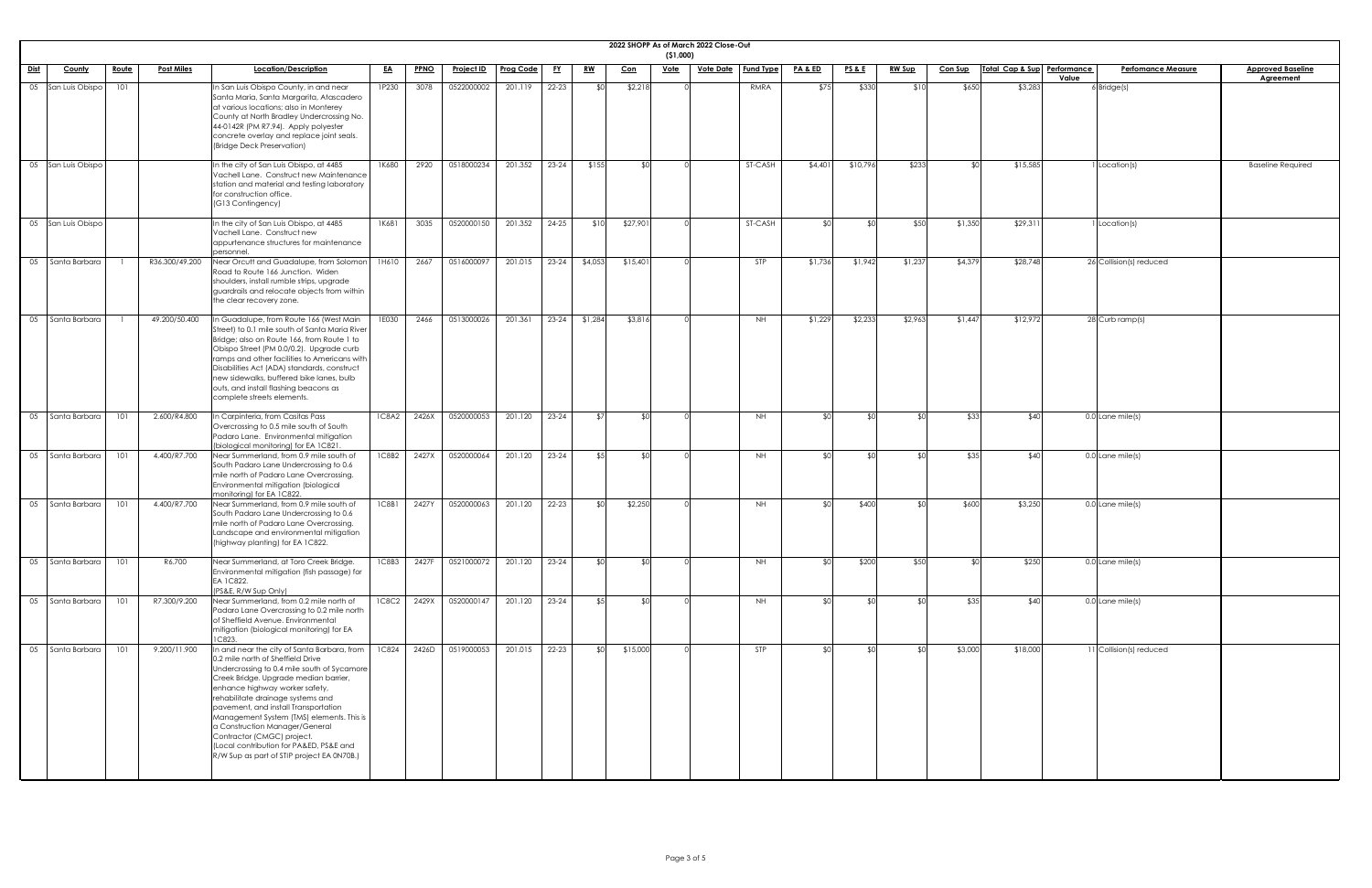# 2022 SHOPP As of March 2022 Close-Out

($1,000)

| Dist | County | Route | Post Miles | Location/Description | EA | PPNO | Project ID | Prog Code | FY | RW | Con | Vote | Vote Date | Fund Type | PA & ED | PS & E | RW Sup | Con Sup | Total Cap & Sup | Performance Value | Perfomance Measure | Approved Baseline Agreement |
|---|---|---|---|---|---|---|---|---|---|---|---|---|---|---|---|---|---|---|---|---|---|---|
| 05 | San Luis Obispo | 101 | | In San Luis Obispo County, in and near Santa Maria, Santa Margarita, Atascadero at various locations; also in Monterey County at North Bradley Undercrossing No. 44-0142R (PM R7.94). Apply polyester concrete overlay and replace joint seals. (Bridge Deck Preservation) | 1P230 | 3078 | 0522000002 | 201.119 | 22-23 | $0 | $2,218 | 0 | | RMRA | $75 | $330 | $10 | $650 | $3,283 | 6 | Bridge(s) | |
| 05 | San Luis Obispo | | | In the city of San Luis Obispo, at 4485 Vachell Lane. Construct new Maintenance station and material and testing laboratory for construction office. (G13 Contingency) | 1K680 | 2920 | 0518000234 | 201.352 | 23-24 | $155 | $0 | 0 | | ST-CASH | $4,401 | $10,796 | $233 | $0 | $15,585 | 1 | Location(s) | Baseline Required |
| 05 | San Luis Obispo | | | In the city of San Luis Obispo, at 4485 Vachell Lane. Construct new appurtenance structures for maintenance personnel. | 1K681 | 3035 | 0520000150 | 201.352 | 24-25 | $10 | $27,901 | 0 | | ST-CASH | $0 | $0 | $50 | $1,350 | $29,311 | 1 | Location(s) | |
| 05 | Santa Barbara | 1 | R36.300/49.200 | Near Orcutt and Guadalupe, from Solomon Road to Route 166 Junction. Widen shoulders, install rumble strips, upgrade guardrails and relocate objects from within the clear recovery zone. | 1H610 | 2667 | 0516000097 | 201.015 | 23-24 | $4,053 | $15,401 | 0 | | STP | $1,736 | $1,942 | $1,237 | $4,379 | $28,748 | 26 | Collision(s) reduced | |
| 05 | Santa Barbara | 1 | 49.200/50.400 | In Guadalupe, from Route 166 (West Main Street) to 0.1 mile south of Santa Maria River Bridge; also on Route 166, from Route 1 to Obispo Street (PM 0.0/0.2). Upgrade curb ramps and other facilities to Americans with Disabilities Act (ADA) standards, construct new sidewalks, buffered bike lanes, bulb outs, and install flashing beacons as complete streets elements. | 1E030 | 2466 | 0513000026 | 201.361 | 23-24 | $1,284 | $3,816 | 0 | | NH | $1,229 | $2,233 | $2,963 | $1,447 | $12,972 | 28 | Curb ramp(s) | |
| 05 | Santa Barbara | 101 | 2.600/R4.800 | In Carpinteria, from Casitas Pass Overcrossing to 0.5 mile south of South Padaro Lane. Environmental mitigation (biological monitoring) for EA 1C821. | 1C8A2 | 2426X | 0520000053 | 201.120 | 23-24 | $7 | $0 | 0 | | NH | $0 | $0 | $0 | $33 | $40 | 0.0 | Lane mile(s) | |
| 05 | Santa Barbara | 101 | 4.400/R7.700 | Near Summerland, from 0.9 mile south of South Padaro Lane Undercrossing to 0.6 mile north of Padaro Lane Overcrossing. Environmental mitigation (biological monitoring) for EA 1C822. | 1C8B2 | 2427X | 0520000064 | 201.120 | 23-24 | $5 | $0 | 0 | | NH | $0 | $0 | $0 | $35 | $40 | 0.0 | Lane mile(s) | |
| 05 | Santa Barbara | 101 | 4.400/R7.700 | Near Summerland, from 0.9 mile south of South Padaro Lane Undercrossing to 0.6 mile north of Padaro Lane Overcrossing. Landscape and environmental mitigation (highway planting) for EA 1C822. | 1C8B1 | 2427Y | 0520000063 | 201.120 | 22-23 | $0 | $2,250 | 0 | | NH | $0 | $400 | $0 | $600 | $3,250 | 0.0 | Lane mile(s) | |
| 05 | Santa Barbara | 101 | R6.700 | Near Summerland, at Toro Creek Bridge. Environmental mitigation (fish passage) for EA 1C822. (PS&E, R/W Sup Only) | 1C8B3 | 2427F | 0521000072 | 201.120 | 23-24 | $0 | $0 | 0 | | NH | $0 | $200 | $50 | $0 | $250 | 0.0 | Lane mile(s) | |
| 05 | Santa Barbara | 101 | R7.300/9.200 | Near Summerland, from 0.2 mile north of Padaro Lane Overcrossing to 0.2 mile north of Sheffield Avenue. Environmental mitigation (biological monitoring) for EA 1C823. | 1C8C2 | 2429X | 0520000147 | 201.120 | 23-24 | $5 | $0 | 0 | | NH | $0 | $0 | $0 | $35 | $40 | 0.0 | Lane mile(s) | |
| 05 | Santa Barbara | 101 | 9.200/11.900 | In and near the city of Santa Barbara, from 0.2 mile north of Sheffield Drive Undercrossing to 0.4 mile south of Sycamore Creek Bridge. Upgrade median barrier, enhance highway worker safety, rehabilitate drainage systems and pavement, and install Transportation Management System (TMS) elements. This is a Construction Manager/General Contractor (CMGC) project. (Local contribution for PA&ED, PS&E and R/W Sup as part of STIP project EA 0N708.) | 1C824 | 2426D | 0519000053 | 201.015 | 22-23 | $0 | $15,000 | 0 | | STP | $0 | $0 | $0 | $3,000 | $18,000 | 11 | Collision(s) reduced | |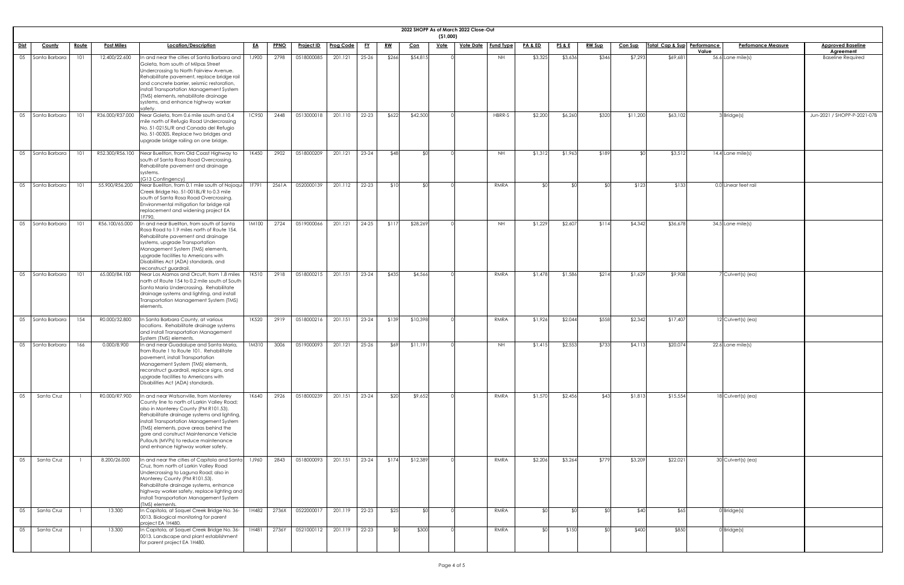## 2022 SHOPP As of March 2022 Close-Out

($1,000)

| Dist | County | Route | Post Miles | Location/Description | EA | PPNO | Project ID | Prog Code | FY | RW | Con | Vote | Vote Date | Fund Type | PA & ED | PS & E | RW Sup | Con Sup | Total Cap & Sup | Performance Value | Perfomance Measure | Approved Baseline Agreement |
|---|---|---|---|---|---|---|---|---|---|---|---|---|---|---|---|---|---|---|---|---|---|---|
| 05 | Santa Barbara | 101 | 12.400/22.600 | In and near the cities of Santa Barbara and Goleta, from south of Milpas Street Undercrossing to North Fairview Avenue. Rehabilitate pavement, replace bridge rail and concrete barrier, seismic restoration, install Transportation Management System (TMS) elements, rehabilitate drainage systems, and enhance highway worker safety. | 1J900 | 2798 | 0518000085 | 201.121 | 25-26 | $266 | $54,815 | 0 | | NH | $3,325 | $3,636 | $346 | $7,293 | $69,681 | 56.6 | Lane mile(s) | Baseline Required |
| 05 | Santa Barbara | 101 | R36.000/R37.000 | Near Goleta, from 0.6 mile south and 0.4 mile north of Refugio Road Undercrossing No. 51-0215L/R and Canada del Refugio No. 51-0030S. Replace two bridges and upgrade bridge railing on one bridge. | 1C950 | 2448 | 0513000018 | 201.110 | 22-23 | $622 | $42,500 | 0 | | HBRR-S | $2,200 | $6,260 | $320 | $11,200 | $63,102 | 3 | Bridge(s) | Jun-2021 / SHOPP-P-2021-07B |
| 05 | Santa Barbara | 101 | R52.300/R56.100 | Near Buellton, from Old Coast Highway to south of Santa Rosa Road Overcrossing. Rehabilitate pavement and drainage systems. (G13 Contingency) | 1K450 | 2902 | 0518000209 | 201.121 | 23-24 | $48 | $0 | 0 | | NH | $1,312 | $1,963 | $189 | $0 | $3,512 | 14.4 | Lane mile(s) | |
| 05 | Santa Barbara | 101 | 55.900/R56.200 | Near Buellton, from 0.1 mile south of Nojoqui Creek Bridge No. 51-0018L/R to 0.3 mile south of Santa Rosa Road Overcrossing. Environmental mitigation for bridge rail replacement and widening project EA 1F790. | 1F791 | 2561A | 0520000139 | 201.112 | 22-23 | $10 | $0 | 0 | | RMRA | $0 | $0 | $0 | $123 | $133 | 0.0 | Linear feet rail | |
| 05 | Santa Barbara | 101 | R56.100/65.000 | In and near Buellton, from south of Santa Rosa Road to 1.9 miles north of Route 154. Rehabilitate pavement and drainage systems, upgrade Transportation Management System (TMS) elements, upgrade facilities to Americans with Disabilities Act (ADA) standards, and reconstruct guardrail. | 1M100 | 2724 | 0519000066 | 201.121 | 24-25 | $117 | $28,269 | 0 | | NH | $1,229 | $2,607 | $114 | $4,342 | $36,678 | 34.5 | Lane mile(s) | |
| 05 | Santa Barbara | 101 | 65.000/84.100 | Near Los Alamos and Orcutt, from 1.8 miles north of Route 154 to 0.2 mile south of South Santa Maria Undercrossing. Rehabilitate drainage systems and lighting, and install Transportation Management System (TMS) elements. | 1K510 | 2918 | 0518000215 | 201.151 | 23-24 | $435 | $4,566 | 0 | | RMRA | $1,478 | $1,586 | $214 | $1,629 | $9,908 | 7 | Culvert(s) (ea) | |
| 05 | Santa Barbara | 154 | R0.000/32.800 | In Santa Barbara County, at various locations. Rehabilitate drainage systems and install Transportation Management System (TMS) elements. | 1K520 | 2919 | 0518000216 | 201.151 | 23-24 | $139 | $10,398 | 0 | | RMRA | $1,926 | $2,044 | $558 | $2,342 | $17,407 | 12 | Culvert(s) (ea) | |
| 05 | Santa Barbara | 166 | 0.000/8.900 | In and near Guadalupe and Santa Maria, from Route 1 to Route 101. Rehabilitate pavement, install Transportation Management System (TMS) elements, reconstruct guardrail, replace signs, and upgrade facilities to Americans with Disabilities Act (ADA) standards. | 1M310 | 3006 | 0519000093 | 201.121 | 25-26 | $69 | $11,191 | 0 | | NH | $1,415 | $2,553 | $733 | $4,113 | $20,074 | 22.6 | Lane mile(s) | |
| 05 | Santa Cruz | 1 | R0.000/R7.900 | In and near Watsonville, from Monterey County line to north of Larkin Valley Road; also in Monterey County (PM R101.53). Rehabilitate drainage systems and lighting, install Transportation Management System (TMS) elements, pave areas behind the gore and construct Maintenance Vehicle Pullouts (MVPs) to reduce maintenance and enhance highway worker safety. | 1K640 | 2926 | 0518000239 | 201.151 | 23-24 | $20 | $9,652 | 0 | | RMRA | $1,570 | $2,456 | $43 | $1,813 | $15,554 | 18 | Culvert(s) (ea) | |
| 05 | Santa Cruz | 1 | 8.200/26.000 | In and near the cities of Capitola and Santa Cruz, from north of Larkin Valley Road Undercrossing to Laguna Road; also in Monterey County (PM R101.53). Rehabilitate drainage systems, enhance highway worker safety, replace lighting and install Transportation Management System (TMS) elements. | 1J960 | 2843 | 0518000093 | 201.151 | 23-24 | $174 | $12,389 | 0 | | RMRA | $2,206 | $3,264 | $779 | $3,209 | $22,021 | 30 | Culvert(s) (ea) | |
| 05 | Santa Cruz | 1 | 13.300 | In Capitola, at Soquel Creek Bridge No. 36-0013. Biological monitoring for parent project EA 1H480. | 1H482 | 2736X | 0522000017 | 201.119 | 22-23 | $25 | $0 | 0 | | RMRA | $0 | $0 | $0 | $40 | $65 | 0 | Bridge(s) | |
| 05 | Santa Cruz | 1 | 13.300 | In Capitola, at Soquel Creek Bridge No. 36-0013. Landscape and plant establishment for parent project EA 1H480. | 1H481 | 2736Y | 0521000112 | 201.119 | 22-23 | $0 | $300 | 0 | | RMRA | $0 | $150 | $0 | $400 | $850 | 0 | Bridge(s) | |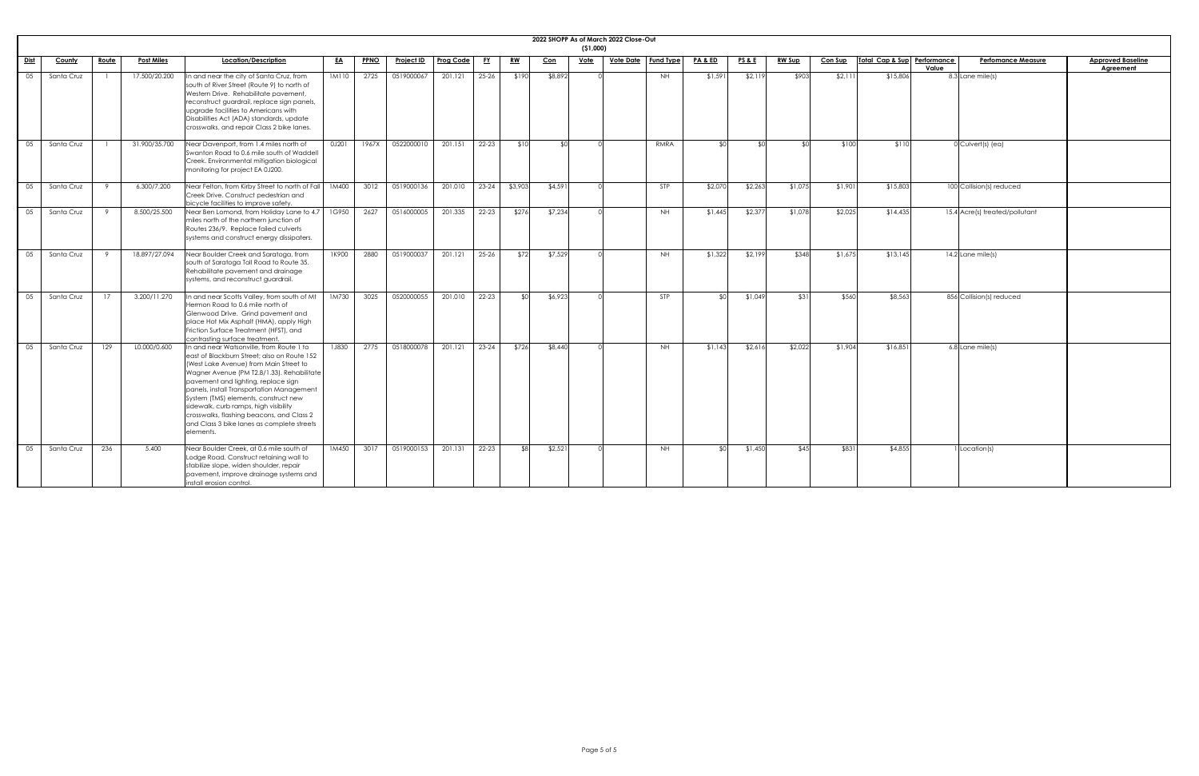# 2022 SHOPP As of March 2022 Close-Out

($1,000)

| Dist | County | Route | Post Miles | Location/Description | EA | PPNO | Project ID | Prog Code | FY | RW | Con | Vote | Vote Date | Fund Type | PA & ED | PS & E | RW Sup | Con Sup | Total Cap & Sup | Performance Value | Perfomance Measure | Approved Baseline Agreement |
|---|---|---|---|---|---|---|---|---|---|---|---|---|---|---|---|---|---|---|---|---|---|---|
| 05 | Santa Cruz | 1 | 17.500/20.200 | In and near the city of Santa Cruz, from south of River Street (Route 9) to north of Western Drive. Rehabilitate pavement, reconstruct guardrail, replace sign panels, upgrade facilities to Americans with Disabilities Act (ADA) standards, update crosswalks, and repair Class 2 bike lanes. | 1M110 | 2725 | 0519000067 | 201.121 | 25-26 | $190 | $8,892 | 0 | | NH | $1,591 | $2,119 | $903 | $2,111 | $15,806 | 8.3 | Lane mile(s) | |
| 05 | Santa Cruz | 1 | 31.900/35.700 | Near Davenport, from 1.4 miles north of Swanton Road to 0.6 mile south of Waddell Creek. Environmental mitigation biological monitoring for project EA 0J200. | 0J201 | 1967X | 0522000010 | 201.151 | 22-23 | $10 | $0 | 0 | | RMRA | $0 | $0 | $0 | $100 | $110 | 0 | Culvert(s) (ea) | |
| 05 | Santa Cruz | 9 | 6.300/7.200 | Near Felton, from Kirby Street to north of Fall Creek Drive. Construct pedestrian and bicycle facilities to improve safety. | 1M400 | 3012 | 0519000136 | 201.010 | 23-24 | $3,903 | $4,591 | 0 | | STP | $2,070 | $2,263 | $1,075 | $1,901 | $15,803 | 100 | Collision(s) reduced | |
| 05 | Santa Cruz | 9 | 8.500/25.500 | Near Ben Lomond, from Holiday Lane to 4.7 miles north of the northern junction of Routes 236/9. Replace failed culverts systems and construct energy dissipaters. | 1G950 | 2627 | 0516000005 | 201.335 | 22-23 | $276 | $7,234 | 0 | | NH | $1,445 | $2,377 | $1,078 | $2,025 | $14,435 | 15.4 | Acre(s) treated/pollutant | |
| 05 | Santa Cruz | 9 | 18.897/27.094 | Near Boulder Creek and Saratoga, from south of Saratoga Toll Road to Route 35. Rehabilitate pavement and drainage systems, and reconstruct guardrail. | 1K900 | 2880 | 0519000037 | 201.121 | 25-26 | $72 | $7,529 | 0 | | NH | $1,322 | $2,199 | $348 | $1,675 | $13,145 | 14.2 | Lane mile(s) | |
| 05 | Santa Cruz | 17 | 3.200/11.270 | In and near Scotts Valley, from south of Mt Hermon Road to 0.6 mile north of Glenwood Drive. Grind pavement and place Hot Mix Asphalt (HMA), apply High Friction Surface Treatment (HFST), and contrasting surface treatment. | 1M730 | 3025 | 0520000055 | 201.010 | 22-23 | $0 | $6,923 | 0 | | STP | $0 | $1,049 | $31 | $560 | $8,563 | 856 | Collision(s) reduced | |
| 05 | Santa Cruz | 129 | L0.000/0.600 | In and near Watsonville, from Route 1 to east of Blackburn Street; also on Route 152 (West Lake Avenue) from Main Street to Wagner Avenue (PM T2.8/1.33). Rehabilitate pavement and lighting, replace sign panels, install Transportation Management System (TMS) elements, construct new sidewalk, curb ramps, high visibility crosswalks, flashing beacons, and Class 2 and Class 3 bike lanes as complete streets elements. | 1J830 | 2775 | 0518000078 | 201.121 | 23-24 | $726 | $8,440 | 0 | | NH | $1,143 | $2,616 | $2,022 | $1,904 | $16,851 | 6.8 | Lane mile(s) | |
| 05 | Santa Cruz | 236 | 5.400 | Near Boulder Creek, at 0.6 mile south of Lodge Road. Construct retaining wall to stabilize slope, widen shoulder, repair pavement, improve drainage systems and install erosion control. | 1M450 | 3017 | 0519000153 | 201.131 | 22-23 | $8 | $2,521 | 0 | | NH | $0 | $1,450 | $45 | $831 | $4,855 | 1 | Location(s) | |